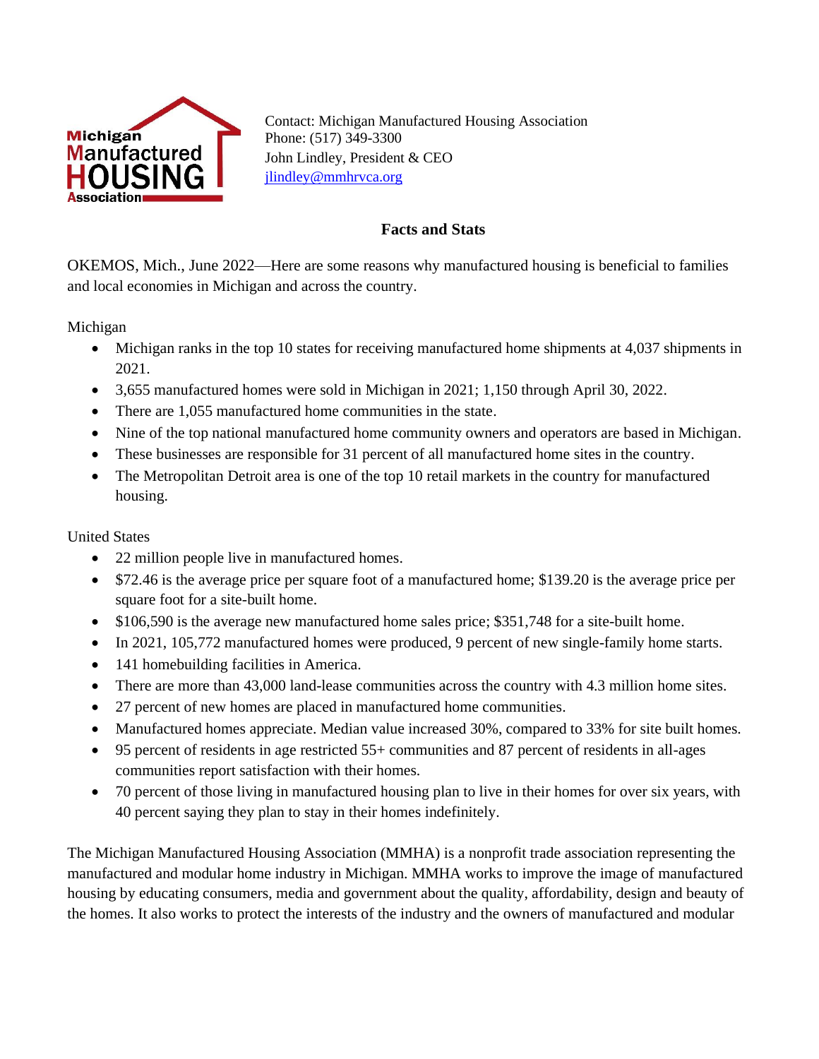Michigan Manufactured HOUSING Association

Contact: Michigan Manufactured Housing Association
Phone: (517) 349-3300
John Lindley, President & CEO
[jlindley@mmhrvca.org](mailto:jlindley@mmhrvca.org)

## Facts and Stats

OKEMOS, Mich., June 2022—Here are some reasons why manufactured housing is beneficial to families and local economies in Michigan and across the country.

Michigan

- Michigan ranks in the top 10 states for receiving manufactured home shipments at 4,037 shipments in 2021.
- 3,655 manufactured homes were sold in Michigan in 2021; 1,150 through April 30, 2022.
- There are 1,055 manufactured home communities in the state.
- Nine of the top national manufactured home community owners and operators are based in Michigan.
- These businesses are responsible for 31 percent of all manufactured home sites in the country.
- The Metropolitan Detroit area is one of the top 10 retail markets in the country for manufactured housing.

United States

- 22 million people live in manufactured homes.
- $72.46 is the average price per square foot of a manufactured home; $139.20 is the average price per square foot for a site-built home.
- $106,590 is the average new manufactured home sales price; $351,748 for a site-built home.
- In 2021, 105,772 manufactured homes were produced, 9 percent of new single-family home starts.
- 141 homebuilding facilities in America.
- There are more than 43,000 land-lease communities across the country with 4.3 million home sites.
- 27 percent of new homes are placed in manufactured home communities.
- Manufactured homes appreciate. Median value increased 30%, compared to 33% for site built homes.
- 95 percent of residents in age restricted 55+ communities and 87 percent of residents in all-ages communities report satisfaction with their homes.
- 70 percent of those living in manufactured housing plan to live in their homes for over six years, with 40 percent saying they plan to stay in their homes indefinitely.

The Michigan Manufactured Housing Association (MMHA) is a nonprofit trade association representing the manufactured and modular home industry in Michigan. MMHA works to improve the image of manufactured housing by educating consumers, media and government about the quality, affordability, design and beauty of the homes. It also works to protect the interests of the industry and the owners of manufactured and modular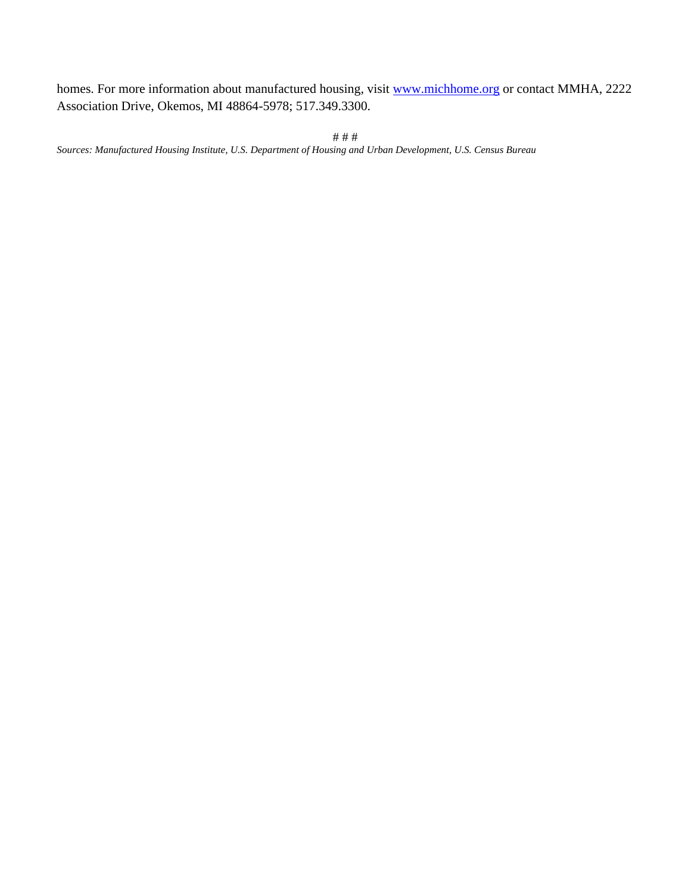homes. For more information about manufactured housing, visit [www.michhome.org](http://www.michhome.org) or contact MMHA, 2222 Association Drive, Okemos, MI 48864-5978; 517.349.3300.

# # #

*Sources: Manufactured Housing Institute, U.S. Department of Housing and Urban Development, U.S. Census Bureau*